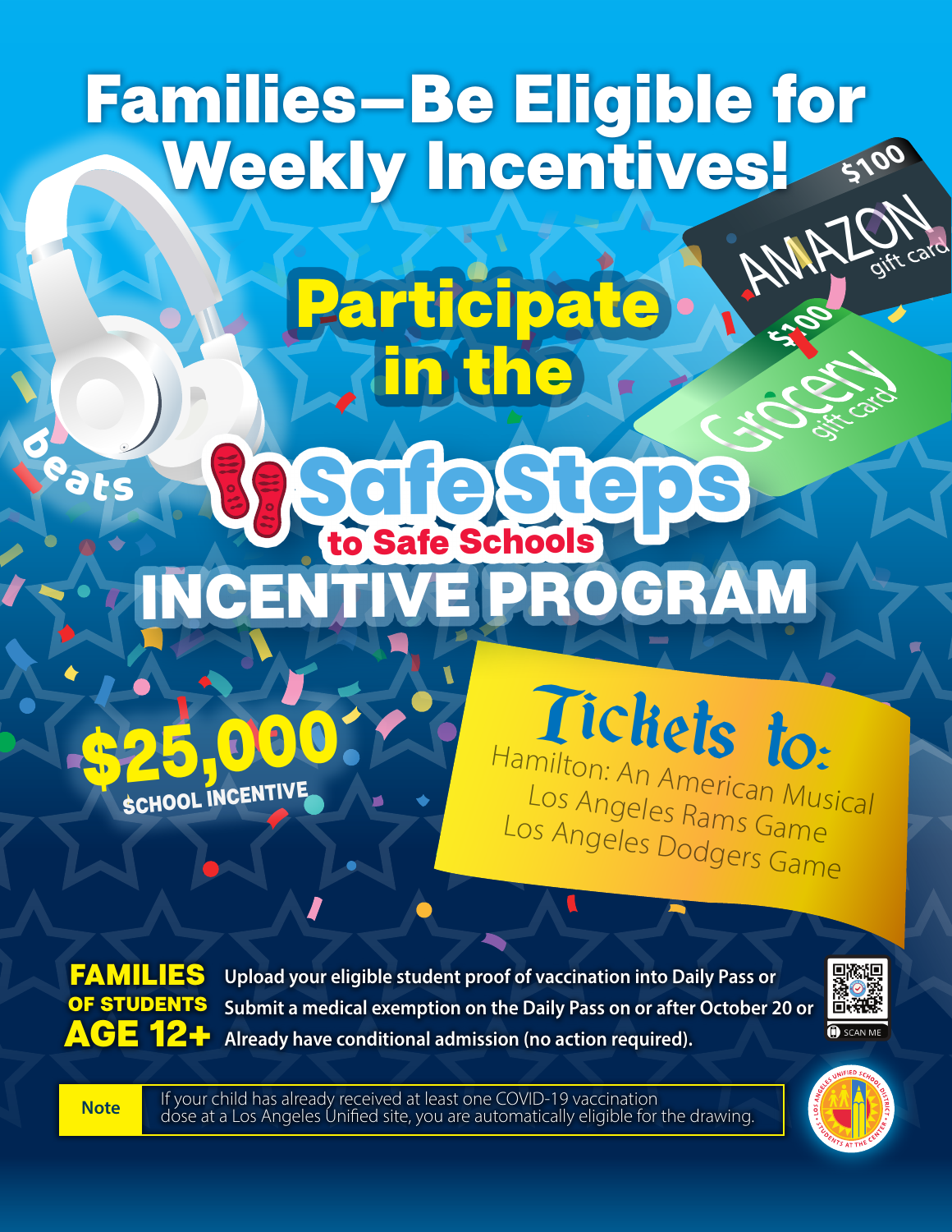# Families—Be Eligible for Weekly Incentives!

## Participate in the Safe Steps to Safe Schools INCENTIVE PROGRAM

beats

$100 AMAZON gift card

$100 Grocery gift card

**$25,000** SCHOOL INCENTIVE

**Tickets to:**

- Hamilton: An American Musical
- Los Angeles Rams Game
- Los Angeles Dodgers Game

**FAMILIES OF STUDENTS AGE 12+**

Upload your eligible student proof of vaccination into Daily Pass or
Submit a medical exemption on the Daily Pass on or after October 20 or
Already have conditional admission (no action required).

SCAN ME

**Note** If your child has already received at least one COVID-19 vaccination dose at a Los Angeles Unified site, you are automatically eligible for the drawing.

LOS ANGELES UNIFIED SCHOOL DISTRICT · STUDENTS AT THE CENTER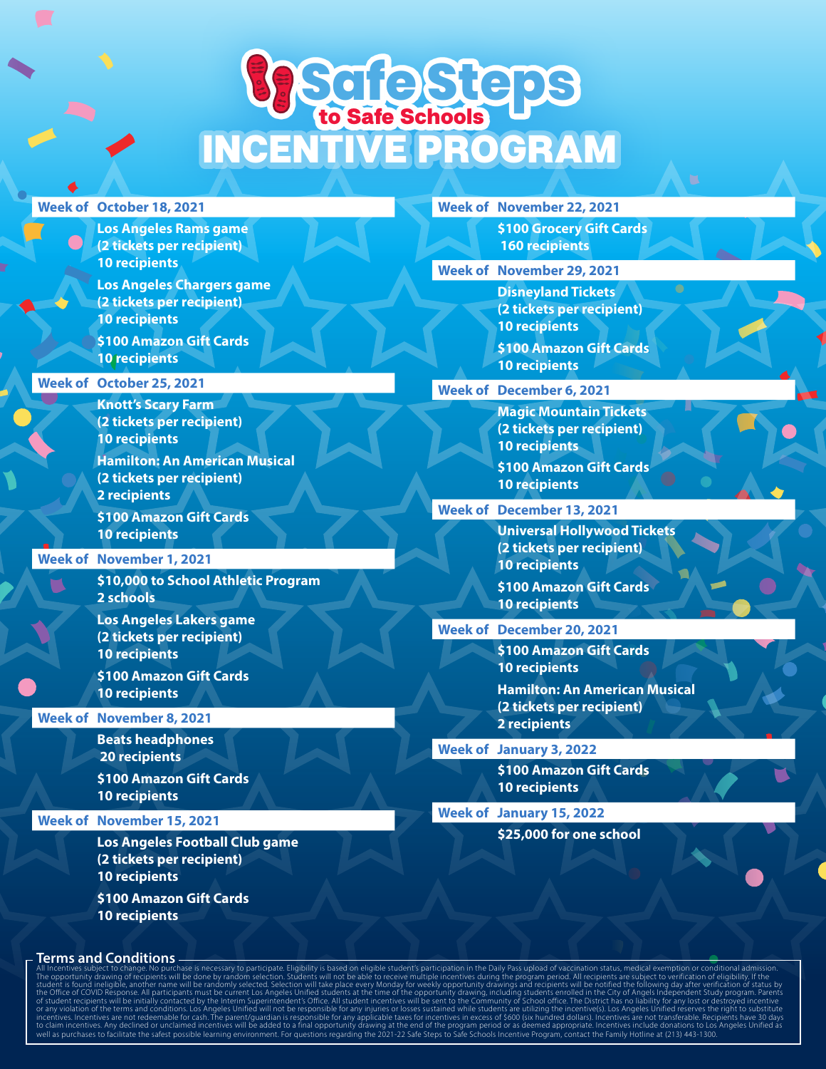# Safe Steps to Safe Schools INCENTIVE PROGRAM

**Week of October 18, 2021**

- **Los Angeles Rams game (2 tickets per recipient) 10 recipients**
- **Los Angeles Chargers game (2 tickets per recipient) 10 recipients**
- **$100 Amazon Gift Cards 10 recipients**

**Week of October 25, 2021**

- **Knott's Scary Farm (2 tickets per recipient) 10 recipients**
- **Hamilton: An American Musical (2 tickets per recipient) 2 recipients**
- **$100 Amazon Gift Cards 10 recipients**

**Week of November 1, 2021**

- **$10,000 to School Athletic Program 2 schools**
- **Los Angeles Lakers game (2 tickets per recipient) 10 recipients**
- **$100 Amazon Gift Cards 10 recipients**

**Week of November 8, 2021**

- **Beats headphones 20 recipients**
- **$100 Amazon Gift Cards 10 recipients**

**Week of November 15, 2021**

- **Los Angeles Football Club game (2 tickets per recipient) 10 recipients**
- **$100 Amazon Gift Cards 10 recipients**

**Week of November 22, 2021**

- **$100 Grocery Gift Cards 160 recipients**

**Week of November 29, 2021**

- **Disneyland Tickets (2 tickets per recipient) 10 recipients**
- **$100 Amazon Gift Cards 10 recipients**

**Week of December 6, 2021**

- **Magic Mountain Tickets (2 tickets per recipient) 10 recipients**
- **$100 Amazon Gift Cards 10 recipients**

**Week of December 13, 2021**

- **Universal Hollywood Tickets (2 tickets per recipient) 10 recipients**
- **$100 Amazon Gift Cards 10 recipients**

**Week of December 20, 2021**

- **$100 Amazon Gift Cards 10 recipients**
- **Hamilton: An American Musical (2 tickets per recipient) 2 recipients**

**Week of January 3, 2022**

- **$100 Amazon Gift Cards 10 recipients**

**Week of January 15, 2022**

- **$25,000 for one school**

## Terms and Conditions

All Incentives subject to change. No purchase is necessary to participate. Eligibility is based on eligible student's participation in the Daily Pass upload of vaccination status, medical exemption or conditional admission. The opportunity drawing of recipients will be done by random selection. Students will not be able to receive multiple incentives during the program period. All recipients are subject to verification of eligibility. If the student is found ineligible, another name will be randomly selected. Selection will take place every Monday for weekly opportunity drawings and recipients will be notified the following day after verification of status by the Office of COVID Response. All participants must be current Los Angeles Unified students at the time of the opportunity drawing, including students enrolled in the City of Angels Independent Study program. Parents of student recipients will be initially contacted by the Interim Superintendent's Office. All student incentives will be sent to the Community of School office. The District has no liability for any lost or destroyed incentive or any violation of the terms and conditions. Los Angeles Unified will not be responsible for any injuries or losses sustained while students are utilizing the incentive(s). Los Angeles Unified reserves the right to substitute incentives. Incentives are not redeemable for cash. The parent/guardian is responsible for any applicable taxes for incentives in excess of $600 (six hundred dollars). Incentives are not transferable. Recipients have 30 days to claim incentives. Any declined or unclaimed incentives will be added to a final opportunity drawing at the end of the program period or as deemed appropriate. Incentives include donations to Los Angeles Unified as well as purchases to facilitate the safest possible learning environment. For questions regarding the 2021-22 Safe Steps to Safe Schools Incentive Program, contact the Family Hotline at (213) 443-1300.